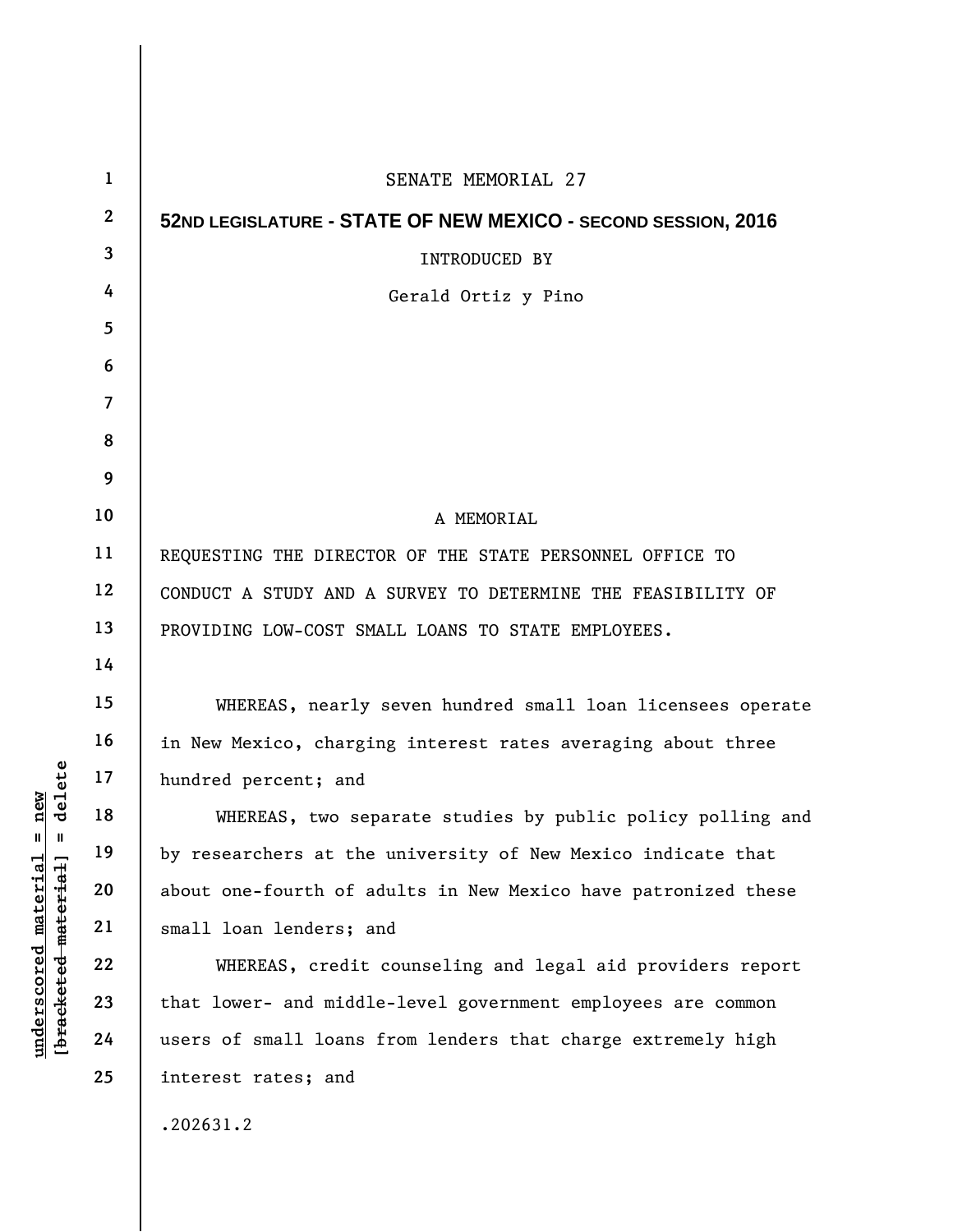SENATE MEMORIAL 27

**52ND LEGISLATURE - STATE OF NEW MEXICO - SECOND SESSION, 2016**

INTRODUCED BY

Gerald Ortiz y Pino

A MEMORIAL

REQUESTING THE DIRECTOR OF THE STATE PERSONNEL OFFICE TO CONDUCT A STUDY AND A SURVEY TO DETERMINE THE FEASIBILITY OF PROVIDING LOW-COST SMALL LOANS TO STATE EMPLOYEES.

WHEREAS, nearly seven hundred small loan licensees operate in New Mexico, charging interest rates averaging about three hundred percent; and

WHEREAS, two separate studies by public policy polling and by researchers at the university of New Mexico indicate that about one-fourth of adults in New Mexico have patronized these small loan lenders; and

WHEREAS, credit counseling and legal aid providers report that lower- and middle-level government employees are common users of small loans from lenders that charge extremely high interest rates; and

.202631.2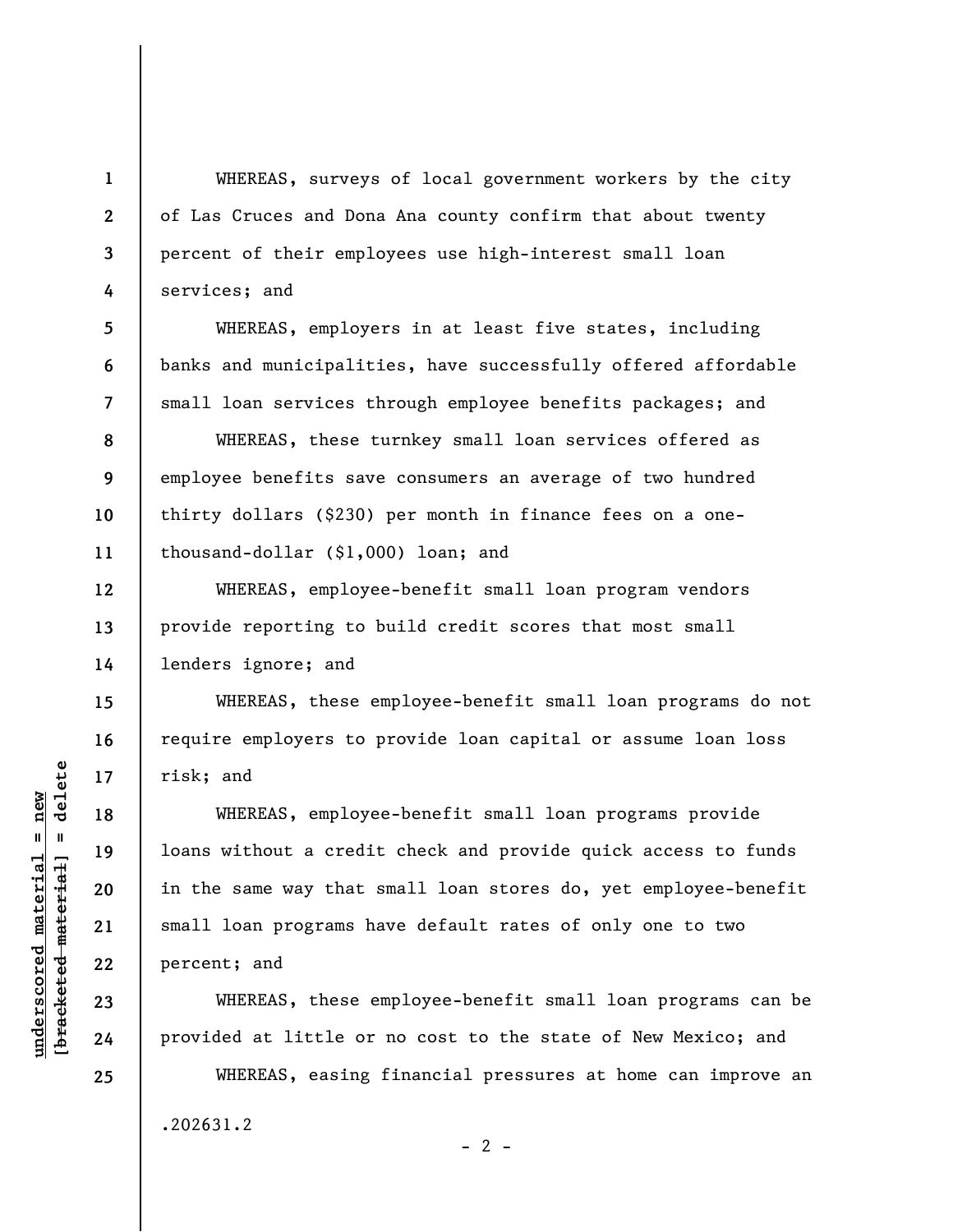WHEREAS, surveys of local government workers by the city of Las Cruces and Dona Ana county confirm that about twenty percent of their employees use high-interest small loan services; and

WHEREAS, employers in at least five states, including banks and municipalities, have successfully offered affordable small loan services through employee benefits packages; and

WHEREAS, these turnkey small loan services offered as employee benefits save consumers an average of two hundred thirty dollars ($230) per month in finance fees on a one-thousand-dollar ($1,000) loan; and

WHEREAS, employee-benefit small loan program vendors provide reporting to build credit scores that most small lenders ignore; and

WHEREAS, these employee-benefit small loan programs do not require employers to provide loan capital or assume loan loss risk; and

WHEREAS, employee-benefit small loan programs provide loans without a credit check and provide quick access to funds in the same way that small loan stores do, yet employee-benefit small loan programs have default rates of only one to two percent; and

WHEREAS, these employee-benefit small loan programs can be provided at little or no cost to the state of New Mexico; and

WHEREAS, easing financial pressures at home can improve an

.202631.2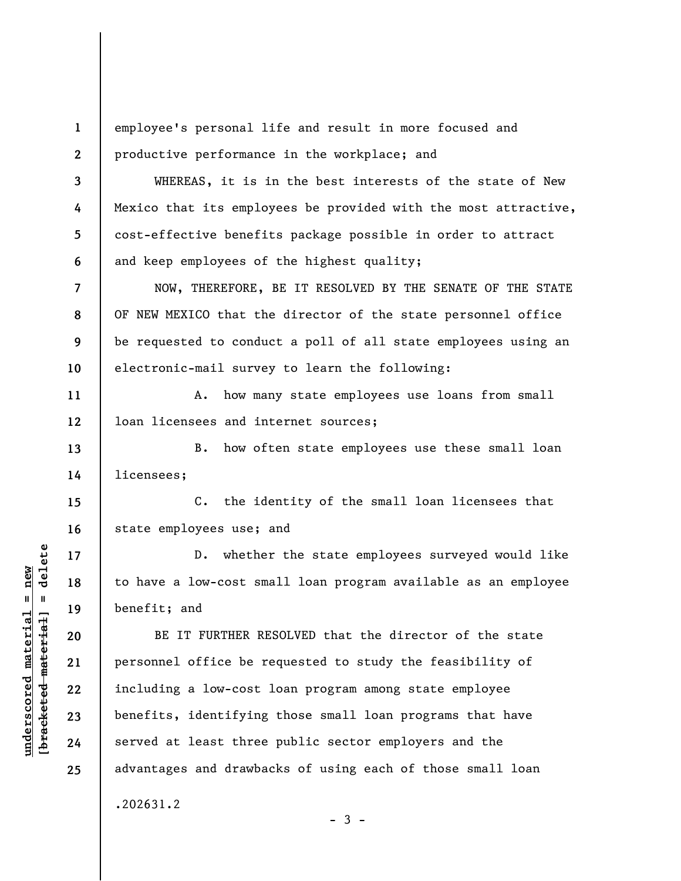employee's personal life and result in more focused and productive performance in the workplace; and

WHEREAS, it is in the best interests of the state of New Mexico that its employees be provided with the most attractive, cost-effective benefits package possible in order to attract and keep employees of the highest quality;

NOW, THEREFORE, BE IT RESOLVED BY THE SENATE OF THE STATE OF NEW MEXICO that the director of the state personnel office be requested to conduct a poll of all state employees using an electronic-mail survey to learn the following:

A. how many state employees use loans from small loan licensees and internet sources;

B. how often state employees use these small loan licensees;

C. the identity of the small loan licensees that state employees use; and

D. whether the state employees surveyed would like to have a low-cost small loan program available as an employee benefit; and

BE IT FURTHER RESOLVED that the director of the state personnel office be requested to study the feasibility of including a low-cost loan program among state employee benefits, identifying those small loan programs that have served at least three public sector employers and the advantages and drawbacks of using each of those small loan

.202631.2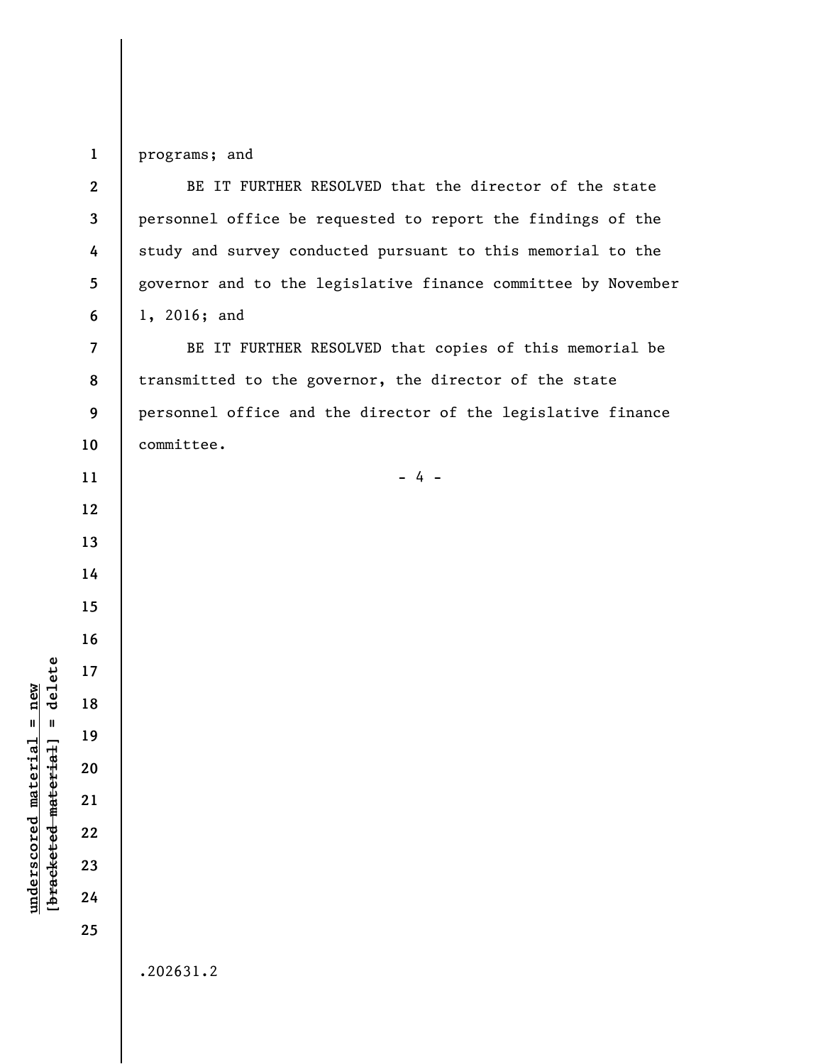programs; and

BE IT FURTHER RESOLVED that the director of the state personnel office be requested to report the findings of the study and survey conducted pursuant to this memorial to the governor and to the legislative finance committee by November 1, 2016; and

BE IT FURTHER RESOLVED that copies of this memorial be transmitted to the governor, the director of the state personnel office and the director of the legislative finance committee.

.202631.2